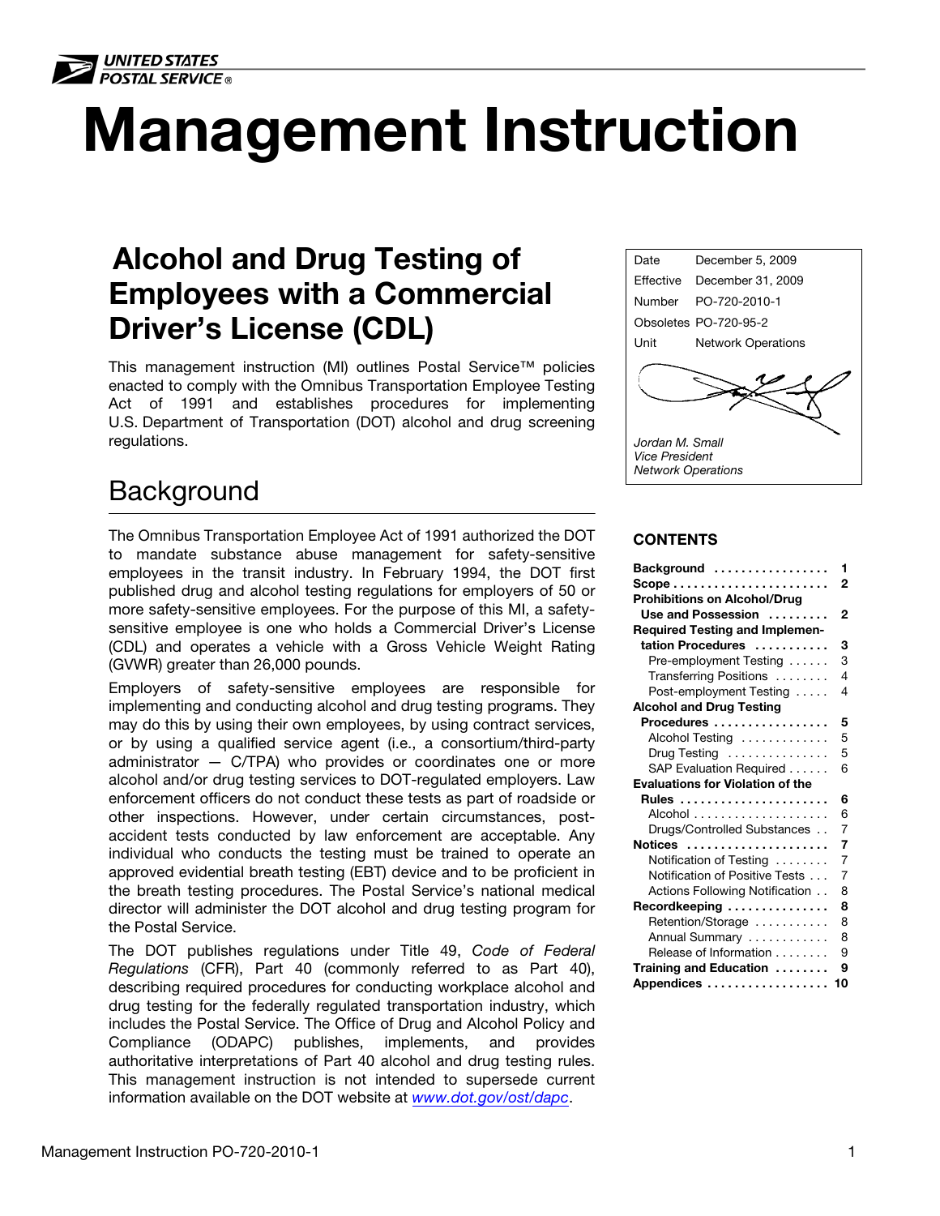UNITED STATES POSTAL SERVICE®

# Management Instruction

## Alcohol and Drug Testing of Employees with a Commercial Driver's License (CDL)

| | |
|---|---|
| Date | December 5, 2009 |
| Effective | December 31, 2009 |
| Number | PO-720-2010-1 |
| Obsoletes | PO-720-95-2 |
| Unit | Network Operations |

*Jordan M. Small*
*Vice President*
*Network Operations*

This management instruction (MI) outlines Postal Service™ policies enacted to comply with the Omnibus Transportation Employee Testing Act of 1991 and establishes procedures for implementing U.S. Department of Transportation (DOT) alcohol and drug screening regulations.

### CONTENTS

| | |
|---|---|
| **Background** | **1** |
| **Scope** | **2** |
| **Prohibitions on Alcohol/Drug Use and Possession** | **2** |
| **Required Testing and Implementation Procedures** | **3** |
| Pre-employment Testing | 3 |
| Transferring Positions | 4 |
| Post-employment Testing | 4 |
| **Alcohol and Drug Testing Procedures** | **5** |
| Alcohol Testing | 5 |
| Drug Testing | 5 |
| SAP Evaluation Required | 6 |
| **Evaluations for Violation of the Rules** | **6** |
| Alcohol | 6 |
| Drugs/Controlled Substances | 7 |
| **Notices** | **7** |
| Notification of Testing | 7 |
| Notification of Positive Tests | 7 |
| Actions Following Notification | 8 |
| **Recordkeeping** | **8** |
| Retention/Storage | 8 |
| Annual Summary | 8 |
| Release of Information | 9 |
| **Training and Education** | **9** |
| **Appendices** | **10** |

## Background

The Omnibus Transportation Employee Act of 1991 authorized the DOT to mandate substance abuse management for safety-sensitive employees in the transit industry. In February 1994, the DOT first published drug and alcohol testing regulations for employers of 50 or more safety-sensitive employees. For the purpose of this MI, a safety-sensitive employee is one who holds a Commercial Driver's License (CDL) and operates a vehicle with a Gross Vehicle Weight Rating (GVWR) greater than 26,000 pounds.

Employers of safety-sensitive employees are responsible for implementing and conducting alcohol and drug testing programs. They may do this by using their own employees, by using contract services, or by using a qualified service agent (i.e., a consortium/third-party administrator — C/TPA) who provides or coordinates one or more alcohol and/or drug testing services to DOT-regulated employers. Law enforcement officers do not conduct these tests as part of roadside or other inspections. However, under certain circumstances, post-accident tests conducted by law enforcement are acceptable. Any individual who conducts the testing must be trained to operate an approved evidential breath testing (EBT) device and to be proficient in the breath testing procedures. The Postal Service's national medical director will administer the DOT alcohol and drug testing program for the Postal Service.

The DOT publishes regulations under Title 49, *Code of Federal Regulations* (CFR), Part 40 (commonly referred to as Part 40), describing required procedures for conducting workplace alcohol and drug testing for the federally regulated transportation industry, which includes the Postal Service. The Office of Drug and Alcohol Policy and Compliance (ODAPC) publishes, implements, and provides authoritative interpretations of Part 40 alcohol and drug testing rules. This management instruction is not intended to supersede current information available on the DOT website at *www.dot.gov/ost/dapc*.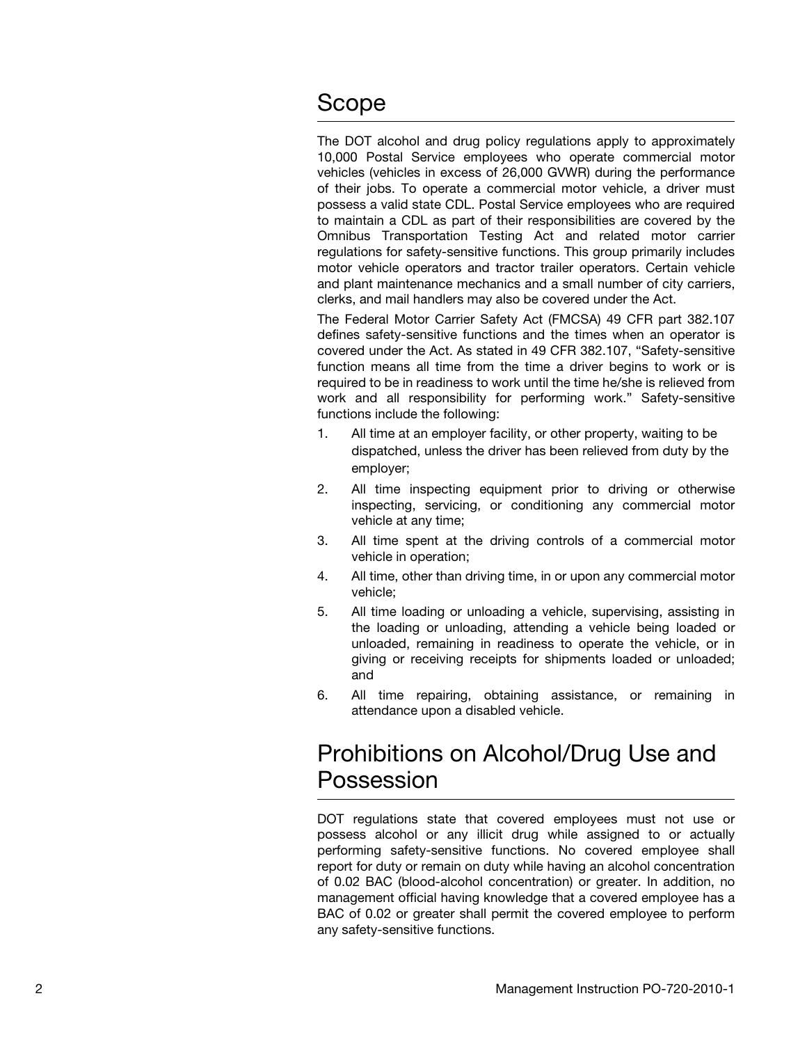## Scope

The DOT alcohol and drug policy regulations apply to approximately 10,000 Postal Service employees who operate commercial motor vehicles (vehicles in excess of 26,000 GVWR) during the performance of their jobs. To operate a commercial motor vehicle, a driver must possess a valid state CDL. Postal Service employees who are required to maintain a CDL as part of their responsibilities are covered by the Omnibus Transportation Testing Act and related motor carrier regulations for safety-sensitive functions. This group primarily includes motor vehicle operators and tractor trailer operators. Certain vehicle and plant maintenance mechanics and a small number of city carriers, clerks, and mail handlers may also be covered under the Act.

The Federal Motor Carrier Safety Act (FMCSA) 49 CFR part 382.107 defines safety-sensitive functions and the times when an operator is covered under the Act. As stated in 49 CFR 382.107, "Safety-sensitive function means all time from the time a driver begins to work or is required to be in readiness to work until the time he/she is relieved from work and all responsibility for performing work." Safety-sensitive functions include the following:

1. All time at an employer facility, or other property, waiting to be dispatched, unless the driver has been relieved from duty by the employer;
2. All time inspecting equipment prior to driving or otherwise inspecting, servicing, or conditioning any commercial motor vehicle at any time;
3. All time spent at the driving controls of a commercial motor vehicle in operation;
4. All time, other than driving time, in or upon any commercial motor vehicle;
5. All time loading or unloading a vehicle, supervising, assisting in the loading or unloading, attending a vehicle being loaded or unloaded, remaining in readiness to operate the vehicle, or in giving or receiving receipts for shipments loaded or unloaded; and
6. All time repairing, obtaining assistance, or remaining in attendance upon a disabled vehicle.

## Prohibitions on Alcohol/Drug Use and Possession

DOT regulations state that covered employees must not use or possess alcohol or any illicit drug while assigned to or actually performing safety-sensitive functions. No covered employee shall report for duty or remain on duty while having an alcohol concentration of 0.02 BAC (blood-alcohol concentration) or greater. In addition, no management official having knowledge that a covered employee has a BAC of 0.02 or greater shall permit the covered employee to perform any safety-sensitive functions.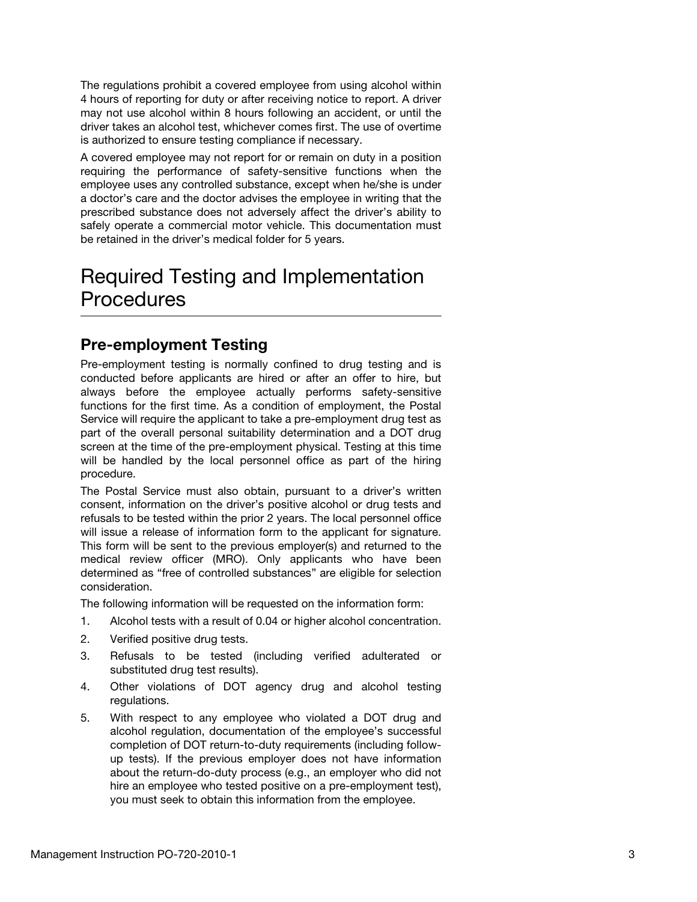The regulations prohibit a covered employee from using alcohol within 4 hours of reporting for duty or after receiving notice to report. A driver may not use alcohol within 8 hours following an accident, or until the driver takes an alcohol test, whichever comes first. The use of overtime is authorized to ensure testing compliance if necessary.

A covered employee may not report for or remain on duty in a position requiring the performance of safety-sensitive functions when the employee uses any controlled substance, except when he/she is under a doctor's care and the doctor advises the employee in writing that the prescribed substance does not adversely affect the driver's ability to safely operate a commercial motor vehicle. This documentation must be retained in the driver's medical folder for 5 years.

# Required Testing and Implementation Procedures

## Pre-employment Testing

Pre-employment testing is normally confined to drug testing and is conducted before applicants are hired or after an offer to hire, but always before the employee actually performs safety-sensitive functions for the first time. As a condition of employment, the Postal Service will require the applicant to take a pre-employment drug test as part of the overall personal suitability determination and a DOT drug screen at the time of the pre-employment physical. Testing at this time will be handled by the local personnel office as part of the hiring procedure.

The Postal Service must also obtain, pursuant to a driver's written consent, information on the driver's positive alcohol or drug tests and refusals to be tested within the prior 2 years. The local personnel office will issue a release of information form to the applicant for signature. This form will be sent to the previous employer(s) and returned to the medical review officer (MRO). Only applicants who have been determined as "free of controlled substances" are eligible for selection consideration.

The following information will be requested on the information form:

1. Alcohol tests with a result of 0.04 or higher alcohol concentration.
2. Verified positive drug tests.
3. Refusals to be tested (including verified adulterated or substituted drug test results).
4. Other violations of DOT agency drug and alcohol testing regulations.
5. With respect to any employee who violated a DOT drug and alcohol regulation, documentation of the employee's successful completion of DOT return-to-duty requirements (including follow-up tests). If the previous employer does not have information about the return-do-duty process (e.g., an employer who did not hire an employee who tested positive on a pre-employment test), you must seek to obtain this information from the employee.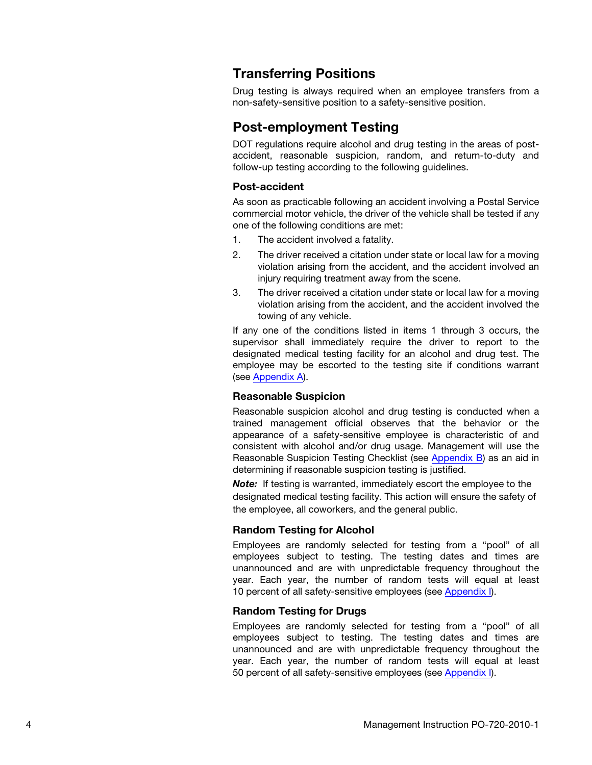## Transferring Positions

Drug testing is always required when an employee transfers from a non-safety-sensitive position to a safety-sensitive position.

## Post-employment Testing

DOT regulations require alcohol and drug testing in the areas of post-accident, reasonable suspicion, random, and return-to-duty and follow-up testing according to the following guidelines.

### Post-accident

As soon as practicable following an accident involving a Postal Service commercial motor vehicle, the driver of the vehicle shall be tested if any one of the following conditions are met:

1. The accident involved a fatality.
2. The driver received a citation under state or local law for a moving violation arising from the accident, and the accident involved an injury requiring treatment away from the scene.
3. The driver received a citation under state or local law for a moving violation arising from the accident, and the accident involved the towing of any vehicle.

If any one of the conditions listed in items 1 through 3 occurs, the supervisor shall immediately require the driver to report to the designated medical testing facility for an alcohol and drug test. The employee may be escorted to the testing site if conditions warrant (see Appendix A).

### Reasonable Suspicion

Reasonable suspicion alcohol and drug testing is conducted when a trained management official observes that the behavior or the appearance of a safety-sensitive employee is characteristic of and consistent with alcohol and/or drug usage. Management will use the Reasonable Suspicion Testing Checklist (see Appendix B) as an aid in determining if reasonable suspicion testing is justified.

***Note:*** If testing is warranted, immediately escort the employee to the designated medical testing facility. This action will ensure the safety of the employee, all coworkers, and the general public.

### Random Testing for Alcohol

Employees are randomly selected for testing from a "pool" of all employees subject to testing. The testing dates and times are unannounced and are with unpredictable frequency throughout the year. Each year, the number of random tests will equal at least 10 percent of all safety-sensitive employees (see Appendix I).

### Random Testing for Drugs

Employees are randomly selected for testing from a "pool" of all employees subject to testing. The testing dates and times are unannounced and are with unpredictable frequency throughout the year. Each year, the number of random tests will equal at least 50 percent of all safety-sensitive employees (see Appendix I).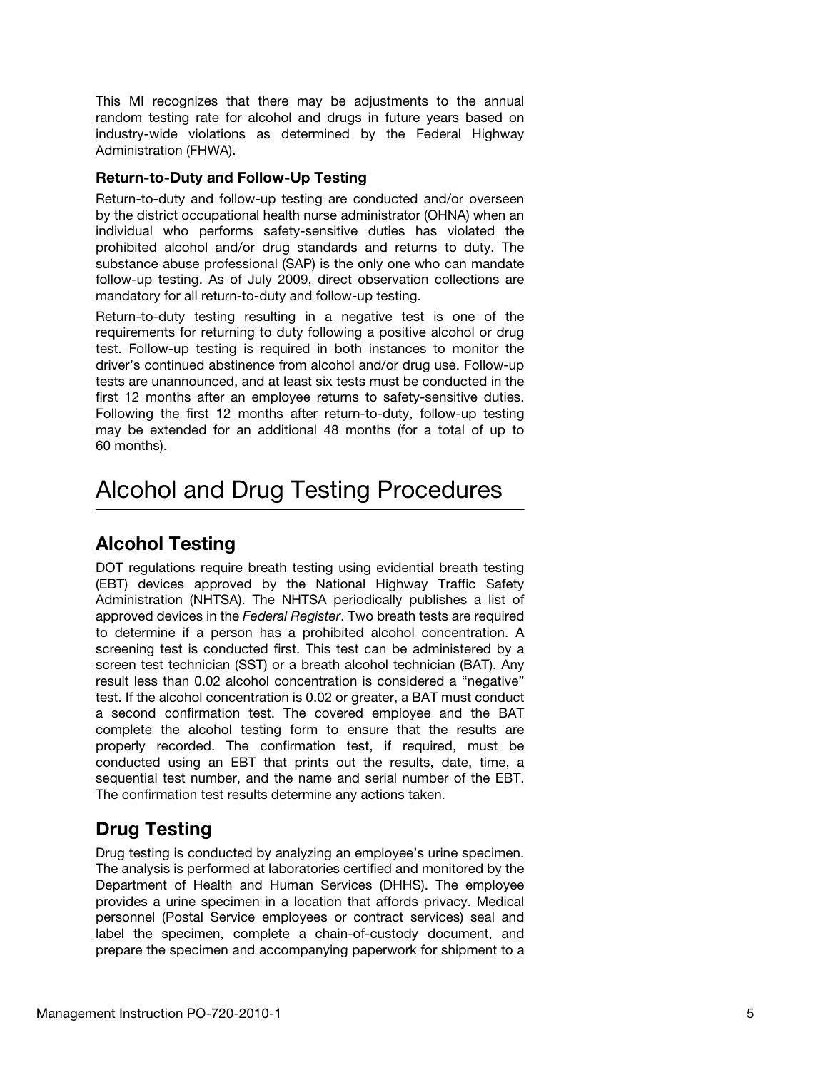This MI recognizes that there may be adjustments to the annual random testing rate for alcohol and drugs in future years based on industry-wide violations as determined by the Federal Highway Administration (FHWA).

### Return-to-Duty and Follow-Up Testing

Return-to-duty and follow-up testing are conducted and/or overseen by the district occupational health nurse administrator (OHNA) when an individual who performs safety-sensitive duties has violated the prohibited alcohol and/or drug standards and returns to duty. The substance abuse professional (SAP) is the only one who can mandate follow-up testing. As of July 2009, direct observation collections are mandatory for all return-to-duty and follow-up testing.

Return-to-duty testing resulting in a negative test is one of the requirements for returning to duty following a positive alcohol or drug test. Follow-up testing is required in both instances to monitor the driver's continued abstinence from alcohol and/or drug use. Follow-up tests are unannounced, and at least six tests must be conducted in the first 12 months after an employee returns to safety-sensitive duties. Following the first 12 months after return-to-duty, follow-up testing may be extended for an additional 48 months (for a total of up to 60 months).

# Alcohol and Drug Testing Procedures

## Alcohol Testing

DOT regulations require breath testing using evidential breath testing (EBT) devices approved by the National Highway Traffic Safety Administration (NHTSA). The NHTSA periodically publishes a list of approved devices in the *Federal Register*. Two breath tests are required to determine if a person has a prohibited alcohol concentration. A screening test is conducted first. This test can be administered by a screen test technician (SST) or a breath alcohol technician (BAT). Any result less than 0.02 alcohol concentration is considered a "negative" test. If the alcohol concentration is 0.02 or greater, a BAT must conduct a second confirmation test. The covered employee and the BAT complete the alcohol testing form to ensure that the results are properly recorded. The confirmation test, if required, must be conducted using an EBT that prints out the results, date, time, a sequential test number, and the name and serial number of the EBT. The confirmation test results determine any actions taken.

## Drug Testing

Drug testing is conducted by analyzing an employee's urine specimen. The analysis is performed at laboratories certified and monitored by the Department of Health and Human Services (DHHS). The employee provides a urine specimen in a location that affords privacy. Medical personnel (Postal Service employees or contract services) seal and label the specimen, complete a chain-of-custody document, and prepare the specimen and accompanying paperwork for shipment to a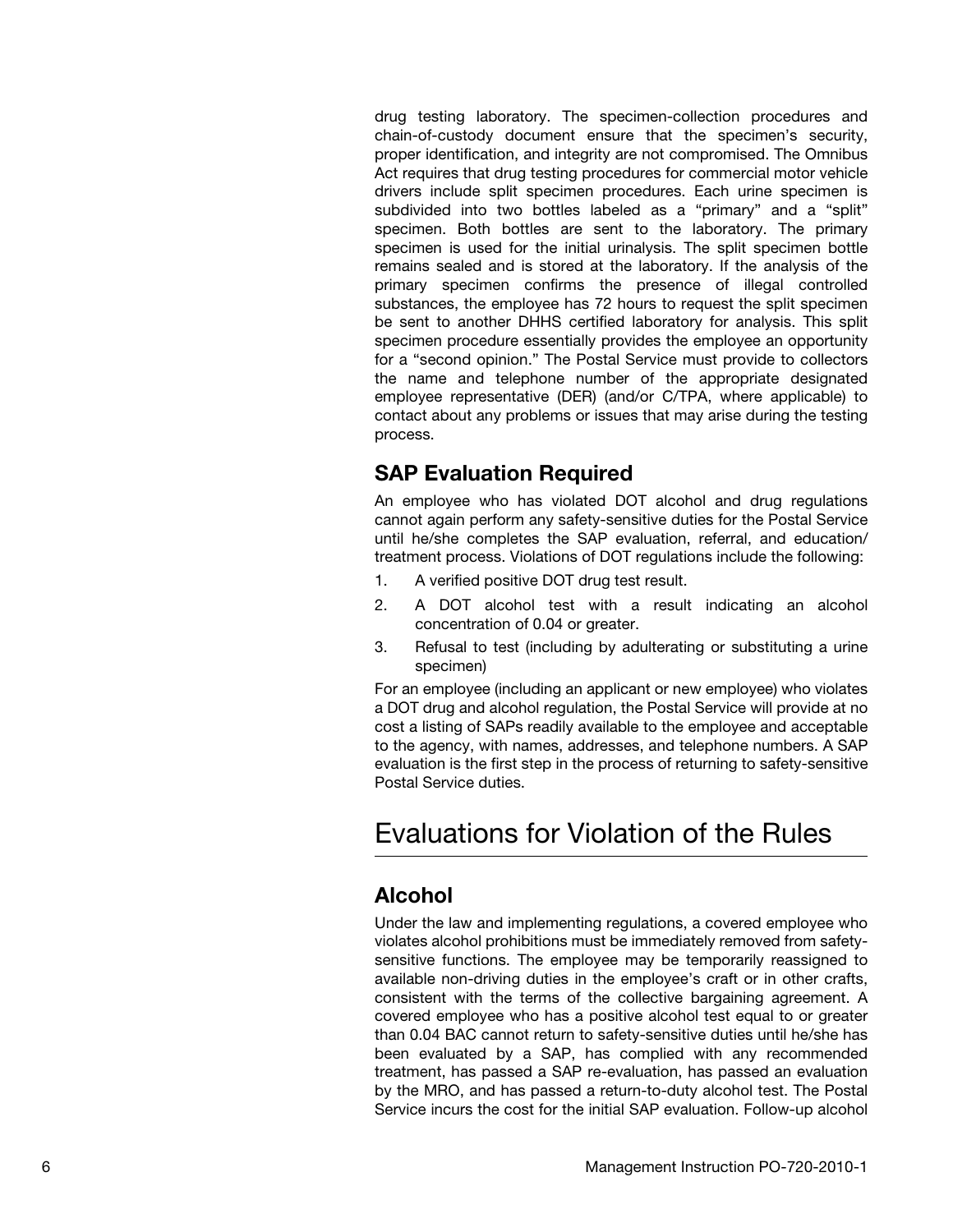drug testing laboratory. The specimen-collection procedures and chain-of-custody document ensure that the specimen's security, proper identification, and integrity are not compromised. The Omnibus Act requires that drug testing procedures for commercial motor vehicle drivers include split specimen procedures. Each urine specimen is subdivided into two bottles labeled as a "primary" and a "split" specimen. Both bottles are sent to the laboratory. The primary specimen is used for the initial urinalysis. The split specimen bottle remains sealed and is stored at the laboratory. If the analysis of the primary specimen confirms the presence of illegal controlled substances, the employee has 72 hours to request the split specimen be sent to another DHHS certified laboratory for analysis. This split specimen procedure essentially provides the employee an opportunity for a "second opinion." The Postal Service must provide to collectors the name and telephone number of the appropriate designated employee representative (DER) (and/or C/TPA, where applicable) to contact about any problems or issues that may arise during the testing process.

### SAP Evaluation Required

An employee who has violated DOT alcohol and drug regulations cannot again perform any safety-sensitive duties for the Postal Service until he/she completes the SAP evaluation, referral, and education/treatment process. Violations of DOT regulations include the following:

1. A verified positive DOT drug test result.
2. A DOT alcohol test with a result indicating an alcohol concentration of 0.04 or greater.
3. Refusal to test (including by adulterating or substituting a urine specimen)

For an employee (including an applicant or new employee) who violates a DOT drug and alcohol regulation, the Postal Service will provide at no cost a listing of SAPs readily available to the employee and acceptable to the agency, with names, addresses, and telephone numbers. A SAP evaluation is the first step in the process of returning to safety-sensitive Postal Service duties.

## Evaluations for Violation of the Rules

### Alcohol

Under the law and implementing regulations, a covered employee who violates alcohol prohibitions must be immediately removed from safety-sensitive functions. The employee may be temporarily reassigned to available non-driving duties in the employee's craft or in other crafts, consistent with the terms of the collective bargaining agreement. A covered employee who has a positive alcohol test equal to or greater than 0.04 BAC cannot return to safety-sensitive duties until he/she has been evaluated by a SAP, has complied with any recommended treatment, has passed a SAP re-evaluation, has passed an evaluation by the MRO, and has passed a return-to-duty alcohol test. The Postal Service incurs the cost for the initial SAP evaluation. Follow-up alcohol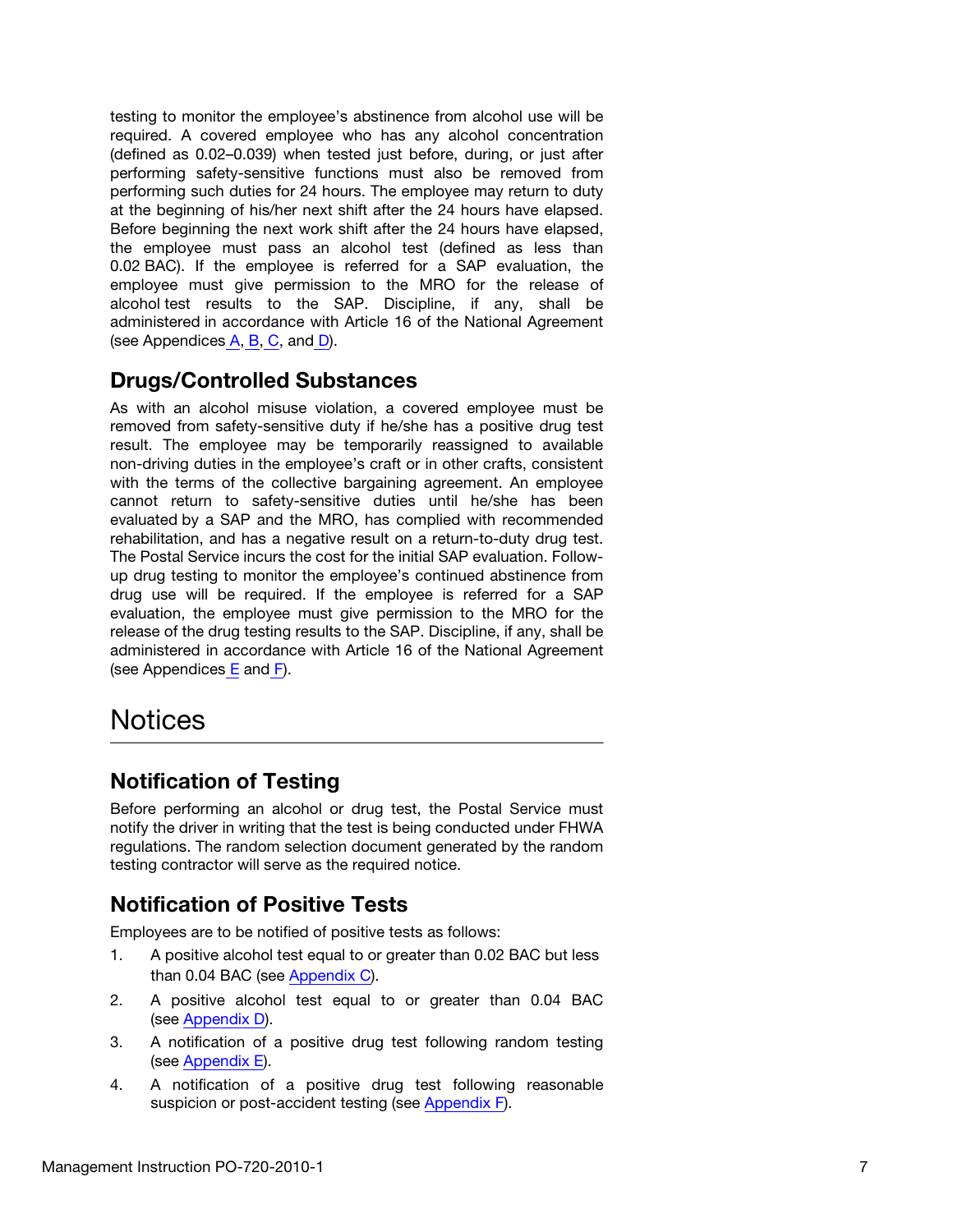testing to monitor the employee's abstinence from alcohol use will be required. A covered employee who has any alcohol concentration (defined as 0.02–0.039) when tested just before, during, or just after performing safety-sensitive functions must also be removed from performing such duties for 24 hours. The employee may return to duty at the beginning of his/her next shift after the 24 hours have elapsed. Before beginning the next work shift after the 24 hours have elapsed, the employee must pass an alcohol test (defined as less than 0.02 BAC). If the employee is referred for a SAP evaluation, the employee must give permission to the MRO for the release of alcohol test results to the SAP. Discipline, if any, shall be administered in accordance with Article 16 of the National Agreement (see Appendices A, B, C, and D).

### Drugs/Controlled Substances

As with an alcohol misuse violation, a covered employee must be removed from safety-sensitive duty if he/she has a positive drug test result. The employee may be temporarily reassigned to available non-driving duties in the employee's craft or in other crafts, consistent with the terms of the collective bargaining agreement. An employee cannot return to safety-sensitive duties until he/she has been evaluated by a SAP and the MRO, has complied with recommended rehabilitation, and has a negative result on a return-to-duty drug test. The Postal Service incurs the cost for the initial SAP evaluation. Follow-up drug testing to monitor the employee's continued abstinence from drug use will be required. If the employee is referred for a SAP evaluation, the employee must give permission to the MRO for the release of the drug testing results to the SAP. Discipline, if any, shall be administered in accordance with Article 16 of the National Agreement (see Appendices E and F).

## Notices

### Notification of Testing

Before performing an alcohol or drug test, the Postal Service must notify the driver in writing that the test is being conducted under FHWA regulations. The random selection document generated by the random testing contractor will serve as the required notice.

### Notification of Positive Tests

Employees are to be notified of positive tests as follows:

1. A positive alcohol test equal to or greater than 0.02 BAC but less than 0.04 BAC (see Appendix C).
2. A positive alcohol test equal to or greater than 0.04 BAC (see Appendix D).
3. A notification of a positive drug test following random testing (see Appendix E).
4. A notification of a positive drug test following reasonable suspicion or post-accident testing (see Appendix F).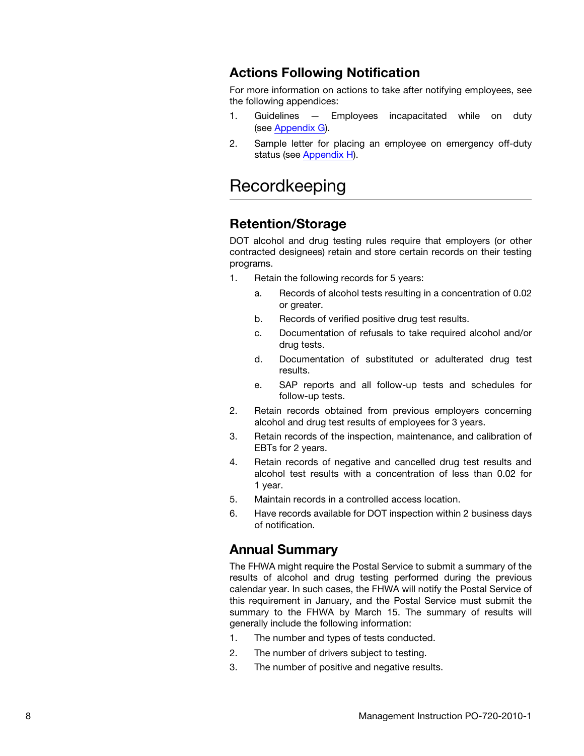### Actions Following Notification

For more information on actions to take after notifying employees, see the following appendices:

1. Guidelines — Employees incapacitated while on duty (see Appendix G).
2. Sample letter for placing an employee on emergency off-duty status (see Appendix H).

## Recordkeeping

### Retention/Storage

DOT alcohol and drug testing rules require that employers (or other contracted designees) retain and store certain records on their testing programs.

1. Retain the following records for 5 years:
   a. Records of alcohol tests resulting in a concentration of 0.02 or greater.
   b. Records of verified positive drug test results.
   c. Documentation of refusals to take required alcohol and/or drug tests.
   d. Documentation of substituted or adulterated drug test results.
   e. SAP reports and all follow-up tests and schedules for follow-up tests.
2. Retain records obtained from previous employers concerning alcohol and drug test results of employees for 3 years.
3. Retain records of the inspection, maintenance, and calibration of EBTs for 2 years.
4. Retain records of negative and cancelled drug test results and alcohol test results with a concentration of less than 0.02 for 1 year.
5. Maintain records in a controlled access location.
6. Have records available for DOT inspection within 2 business days of notification.

### Annual Summary

The FHWA might require the Postal Service to submit a summary of the results of alcohol and drug testing performed during the previous calendar year. In such cases, the FHWA will notify the Postal Service of this requirement in January, and the Postal Service must submit the summary to the FHWA by March 15. The summary of results will generally include the following information:

1. The number and types of tests conducted.
2. The number of drivers subject to testing.
3. The number of positive and negative results.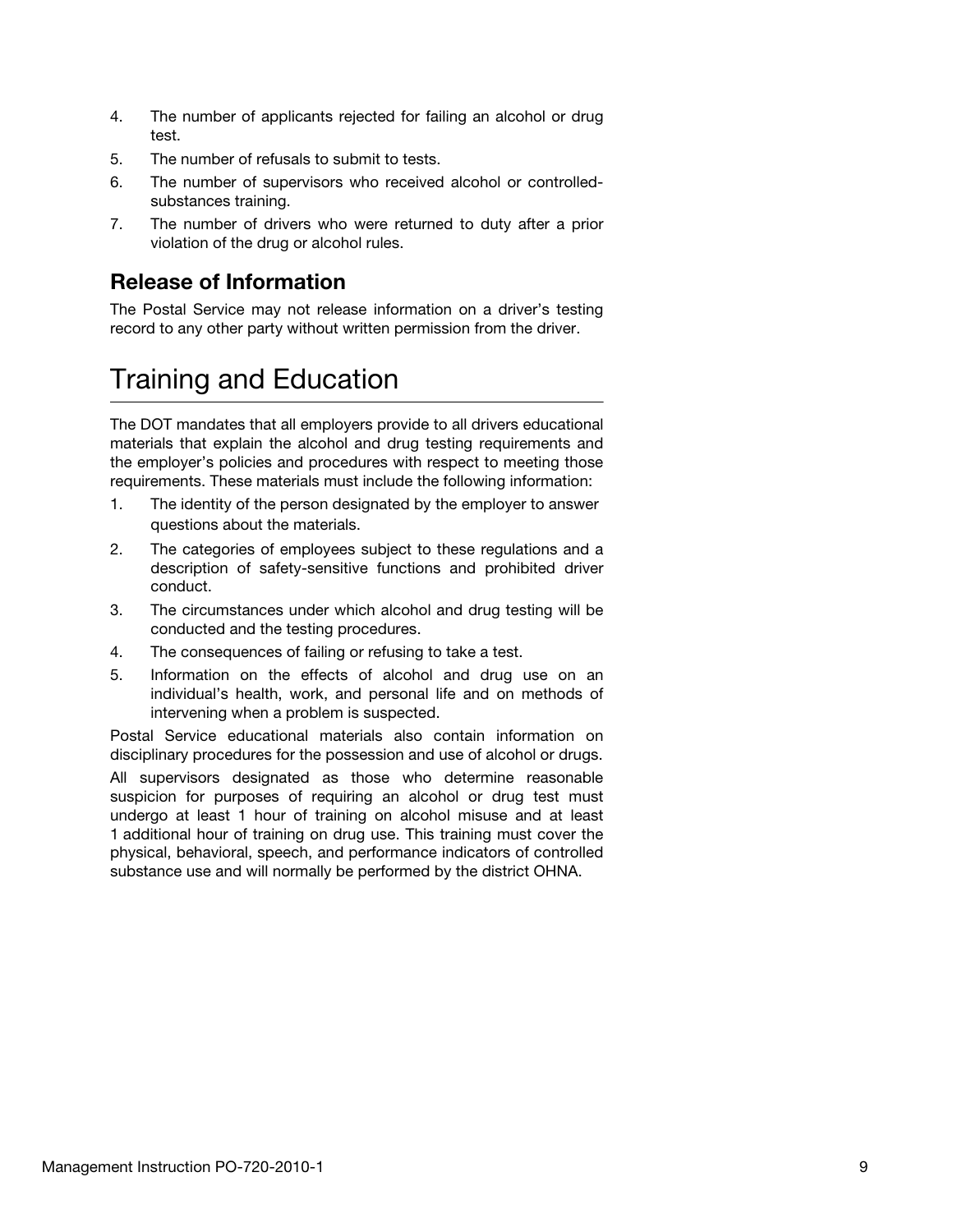4. The number of applicants rejected for failing an alcohol or drug test.
5. The number of refusals to submit to tests.
6. The number of supervisors who received alcohol or controlled-substances training.
7. The number of drivers who were returned to duty after a prior violation of the drug or alcohol rules.

## Release of Information

The Postal Service may not release information on a driver's testing record to any other party without written permission from the driver.

# Training and Education

The DOT mandates that all employers provide to all drivers educational materials that explain the alcohol and drug testing requirements and the employer's policies and procedures with respect to meeting those requirements. These materials must include the following information:

1. The identity of the person designated by the employer to answer questions about the materials.
2. The categories of employees subject to these regulations and a description of safety-sensitive functions and prohibited driver conduct.
3. The circumstances under which alcohol and drug testing will be conducted and the testing procedures.
4. The consequences of failing or refusing to take a test.
5. Information on the effects of alcohol and drug use on an individual's health, work, and personal life and on methods of intervening when a problem is suspected.

Postal Service educational materials also contain information on disciplinary procedures for the possession and use of alcohol or drugs.

All supervisors designated as those who determine reasonable suspicion for purposes of requiring an alcohol or drug test must undergo at least 1 hour of training on alcohol misuse and at least 1 additional hour of training on drug use. This training must cover the physical, behavioral, speech, and performance indicators of controlled substance use and will normally be performed by the district OHNA.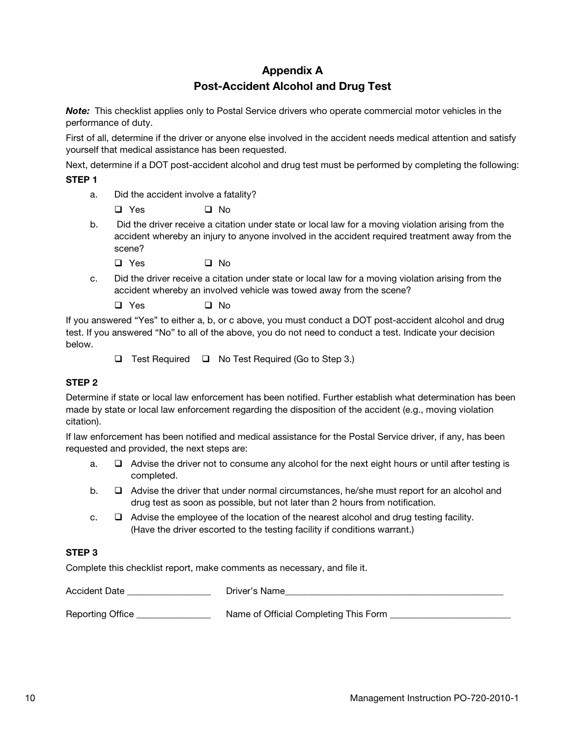# Appendix A
## Post-Accident Alcohol and Drug Test

***Note:*** This checklist applies only to Postal Service drivers who operate commercial motor vehicles in the performance of duty.

First of all, determine if the driver or anyone else involved in the accident needs medical attention and satisfy yourself that medical assistance has been requested.

Next, determine if a DOT post-accident alcohol and drug test must be performed by completing the following:

**STEP 1**

a. Did the accident involve a fatality?

❑ Yes ❑ No

b. Did the driver receive a citation under state or local law for a moving violation arising from the accident whereby an injury to anyone involved in the accident required treatment away from the scene?

❑ Yes ❑ No

c. Did the driver receive a citation under state or local law for a moving violation arising from the accident whereby an involved vehicle was towed away from the scene?

❑ Yes ❑ No

If you answered "Yes" to either a, b, or c above, you must conduct a DOT post-accident alcohol and drug test. If you answered "No" to all of the above, you do not need to conduct a test. Indicate your decision below.

❑ Test Required ❑ No Test Required (Go to Step 3.)

**STEP 2**

Determine if state or local law enforcement has been notified. Further establish what determination has been made by state or local law enforcement regarding the disposition of the accident (e.g., moving violation citation).

If law enforcement has been notified and medical assistance for the Postal Service driver, if any, has been requested and provided, the next steps are:

a. ❑ Advise the driver not to consume any alcohol for the next eight hours or until after testing is completed.

b. ❑ Advise the driver that under normal circumstances, he/she must report for an alcohol and drug test as soon as possible, but not later than 2 hours from notification.

c. ❑ Advise the employee of the location of the nearest alcohol and drug testing facility. (Have the driver escorted to the testing facility if conditions warrant.)

**STEP 3**

Complete this checklist report, make comments as necessary, and file it.

Accident Date _________________ Driver's Name _______________________________________________

Reporting Office _______________ Name of Official Completing This Form _________________________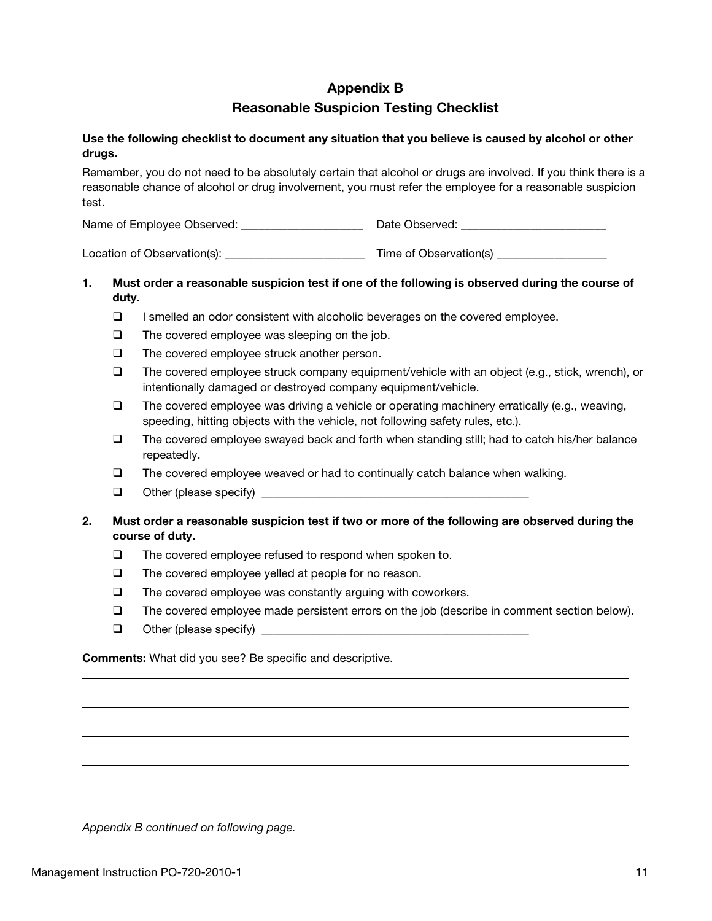# Appendix B
## Reasonable Suspicion Testing Checklist

**Use the following checklist to document any situation that you believe is caused by alcohol or other drugs.**

Remember, you do not need to be absolutely certain that alcohol or drugs are involved. If you think there is a reasonable chance of alcohol or drug involvement, you must refer the employee for a reasonable suspicion test.

Name of Employee Observed: ____________________ Date Observed: ________________________

Location of Observation(s): _______________________ Time of Observation(s) __________________

1. **Must order a reasonable suspicion test if one of the following is observed during the course of duty.**
   - ☐ I smelled an odor consistent with alcoholic beverages on the covered employee.
   - ☐ The covered employee was sleeping on the job.
   - ☐ The covered employee struck another person.
   - ☐ The covered employee struck company equipment/vehicle with an object (e.g., stick, wrench), or intentionally damaged or destroyed company equipment/vehicle.
   - ☐ The covered employee was driving a vehicle or operating machinery erratically (e.g., weaving, speeding, hitting objects with the vehicle, not following safety rules, etc.).
   - ☐ The covered employee swayed back and forth when standing still; had to catch his/her balance repeatedly.
   - ☐ The covered employee weaved or had to continually catch balance when walking.
   - ☐ Other (please specify) ______________________________________________

2. **Must order a reasonable suspicion test if two or more of the following are observed during the course of duty.**
   - ☐ The covered employee refused to respond when spoken to.
   - ☐ The covered employee yelled at people for no reason.
   - ☐ The covered employee was constantly arguing with coworkers.
   - ☐ The covered employee made persistent errors on the job (describe in comment section below).
   - ☐ Other (please specify) ______________________________________________

**Comments:** What did you see? Be specific and descriptive.

_______________________________________________________________________________

_______________________________________________________________________________

_______________________________________________________________________________

_______________________________________________________________________________

_______________________________________________________________________________

*Appendix B continued on following page.*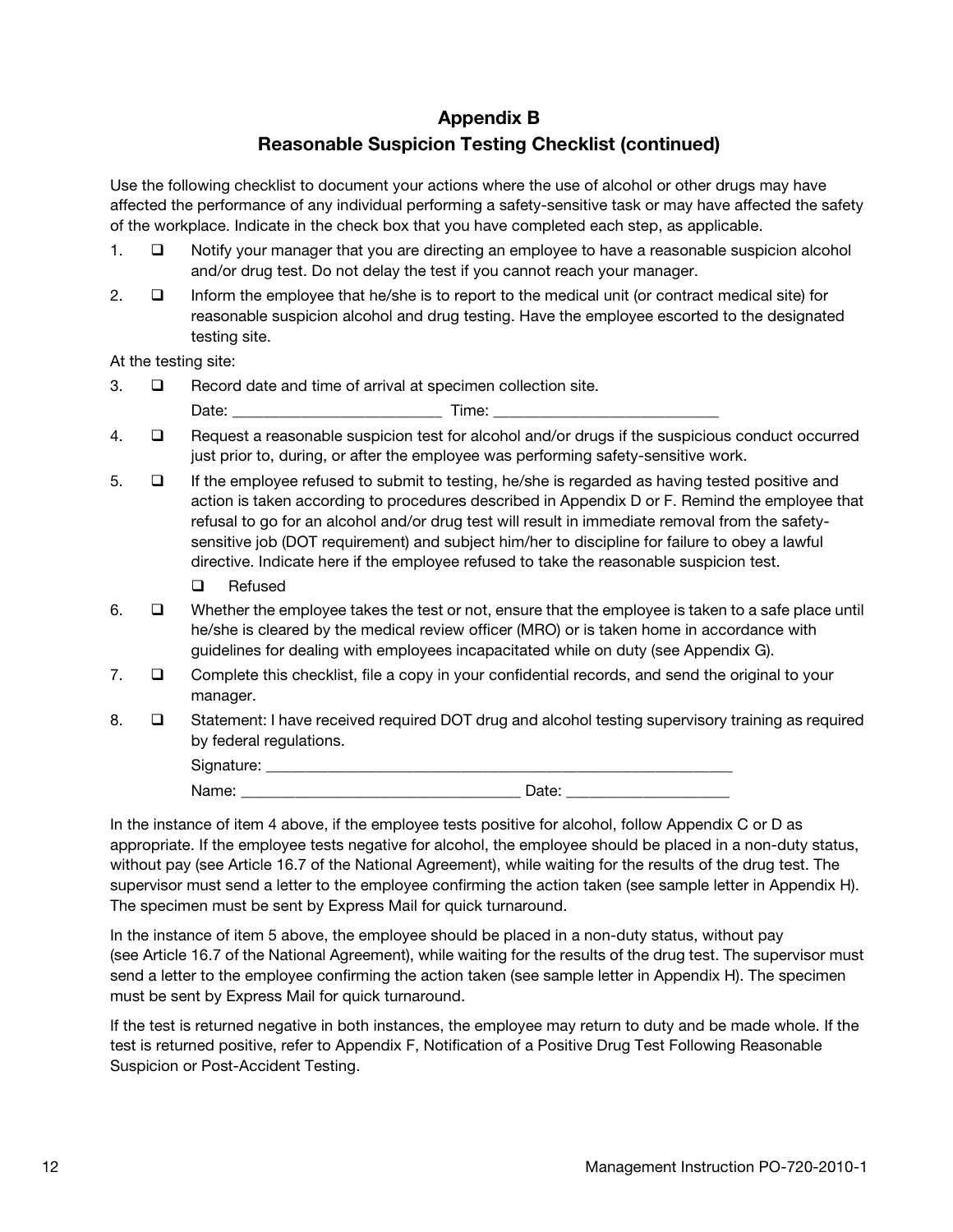## Appendix B
## Reasonable Suspicion Testing Checklist (continued)

Use the following checklist to document your actions where the use of alcohol or other drugs may have affected the performance of any individual performing a safety-sensitive task or may have affected the safety of the workplace. Indicate in the check box that you have completed each step, as applicable.

1. ☐ Notify your manager that you are directing an employee to have a reasonable suspicion alcohol and/or drug test. Do not delay the test if you cannot reach your manager.
2. ☐ Inform the employee that he/she is to report to the medical unit (or contract medical site) for reasonable suspicion alcohol and drug testing. Have the employee escorted to the designated testing site.

At the testing site:

3. ☐ Record date and time of arrival at specimen collection site.

   Date: _________________________ Time: ___________________________

4. ☐ Request a reasonable suspicion test for alcohol and/or drugs if the suspicious conduct occurred just prior to, during, or after the employee was performing safety-sensitive work.
5. ☐ If the employee refused to submit to testing, he/she is regarded as having tested positive and action is taken according to procedures described in Appendix D or F. Remind the employee that refusal to go for an alcohol and/or drug test will result in immediate removal from the safety-sensitive job (DOT requirement) and subject him/her to discipline for failure to obey a lawful directive. Indicate here if the employee refused to take the reasonable suspicion test.

   ☐ Refused

6. ☐ Whether the employee takes the test or not, ensure that the employee is taken to a safe place until he/she is cleared by the medical review officer (MRO) or is taken home in accordance with guidelines for dealing with employees incapacitated while on duty (see Appendix G).
7. ☐ Complete this checklist, file a copy in your confidential records, and send the original to your manager.
8. ☐ Statement: I have received required DOT drug and alcohol testing supervisory training as required by federal regulations.

   Signature: ___________________________________________________________

   Name: _________________________________ Date: ___________________

In the instance of item 4 above, if the employee tests positive for alcohol, follow Appendix C or D as appropriate. If the employee tests negative for alcohol, the employee should be placed in a non-duty status, without pay (see Article 16.7 of the National Agreement), while waiting for the results of the drug test. The supervisor must send a letter to the employee confirming the action taken (see sample letter in Appendix H). The specimen must be sent by Express Mail for quick turnaround.

In the instance of item 5 above, the employee should be placed in a non-duty status, without pay (see Article 16.7 of the National Agreement), while waiting for the results of the drug test. The supervisor must send a letter to the employee confirming the action taken (see sample letter in Appendix H). The specimen must be sent by Express Mail for quick turnaround.

If the test is returned negative in both instances, the employee may return to duty and be made whole. If the test is returned positive, refer to Appendix F, Notification of a Positive Drug Test Following Reasonable Suspicion or Post-Accident Testing.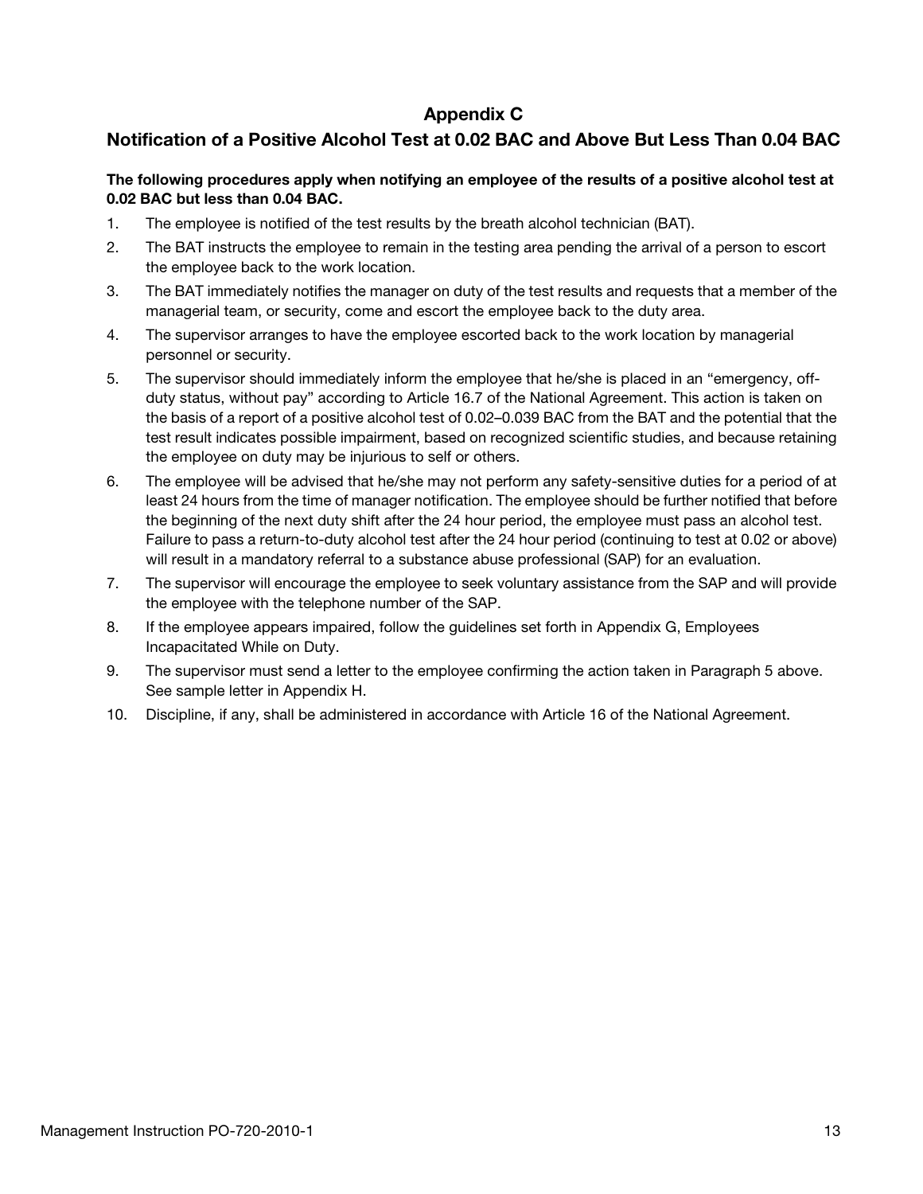# Appendix C

## Notification of a Positive Alcohol Test at 0.02 BAC and Above But Less Than 0.04 BAC

**The following procedures apply when notifying an employee of the results of a positive alcohol test at 0.02 BAC but less than 0.04 BAC.**

1. The employee is notified of the test results by the breath alcohol technician (BAT).
2. The BAT instructs the employee to remain in the testing area pending the arrival of a person to escort the employee back to the work location.
3. The BAT immediately notifies the manager on duty of the test results and requests that a member of the managerial team, or security, come and escort the employee back to the duty area.
4. The supervisor arranges to have the employee escorted back to the work location by managerial personnel or security.
5. The supervisor should immediately inform the employee that he/she is placed in an "emergency, off-duty status, without pay" according to Article 16.7 of the National Agreement. This action is taken on the basis of a report of a positive alcohol test of 0.02–0.039 BAC from the BAT and the potential that the test result indicates possible impairment, based on recognized scientific studies, and because retaining the employee on duty may be injurious to self or others.
6. The employee will be advised that he/she may not perform any safety-sensitive duties for a period of at least 24 hours from the time of manager notification. The employee should be further notified that before the beginning of the next duty shift after the 24 hour period, the employee must pass an alcohol test. Failure to pass a return-to-duty alcohol test after the 24 hour period (continuing to test at 0.02 or above) will result in a mandatory referral to a substance abuse professional (SAP) for an evaluation.
7. The supervisor will encourage the employee to seek voluntary assistance from the SAP and will provide the employee with the telephone number of the SAP.
8. If the employee appears impaired, follow the guidelines set forth in Appendix G, Employees Incapacitated While on Duty.
9. The supervisor must send a letter to the employee confirming the action taken in Paragraph 5 above. See sample letter in Appendix H.
10. Discipline, if any, shall be administered in accordance with Article 16 of the National Agreement.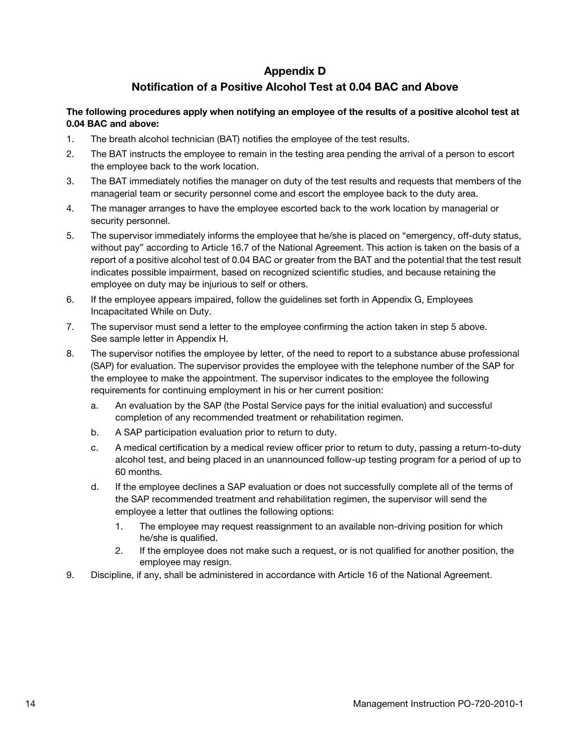# Appendix D

## Notification of a Positive Alcohol Test at 0.04 BAC and Above

**The following procedures apply when notifying an employee of the results of a positive alcohol test at 0.04 BAC and above:**

1. The breath alcohol technician (BAT) notifies the employee of the test results.
2. The BAT instructs the employee to remain in the testing area pending the arrival of a person to escort the employee back to the work location.
3. The BAT immediately notifies the manager on duty of the test results and requests that members of the managerial team or security personnel come and escort the employee back to the duty area.
4. The manager arranges to have the employee escorted back to the work location by managerial or security personnel.
5. The supervisor immediately informs the employee that he/she is placed on "emergency, off-duty status, without pay" according to Article 16.7 of the National Agreement. This action is taken on the basis of a report of a positive alcohol test of 0.04 BAC or greater from the BAT and the potential that the test result indicates possible impairment, based on recognized scientific studies, and because retaining the employee on duty may be injurious to self or others.
6. If the employee appears impaired, follow the guidelines set forth in Appendix G, Employees Incapacitated While on Duty.
7. The supervisor must send a letter to the employee confirming the action taken in step 5 above. See sample letter in Appendix H.
8. The supervisor notifies the employee by letter, of the need to report to a substance abuse professional (SAP) for evaluation. The supervisor provides the employee with the telephone number of the SAP for the employee to make the appointment. The supervisor indicates to the employee the following requirements for continuing employment in his or her current position:
   a. An evaluation by the SAP (the Postal Service pays for the initial evaluation) and successful completion of any recommended treatment or rehabilitation regimen.
   b. A SAP participation evaluation prior to return to duty.
   c. A medical certification by a medical review officer prior to return to duty, passing a return-to-duty alcohol test, and being placed in an unannounced follow-up testing program for a period of up to 60 months.
   d. If the employee declines a SAP evaluation or does not successfully complete all of the terms of the SAP recommended treatment and rehabilitation regimen, the supervisor will send the employee a letter that outlines the following options:
      1. The employee may request reassignment to an available non-driving position for which he/she is qualified.
      2. If the employee does not make such a request, or is not qualified for another position, the employee may resign.
9. Discipline, if any, shall be administered in accordance with Article 16 of the National Agreement.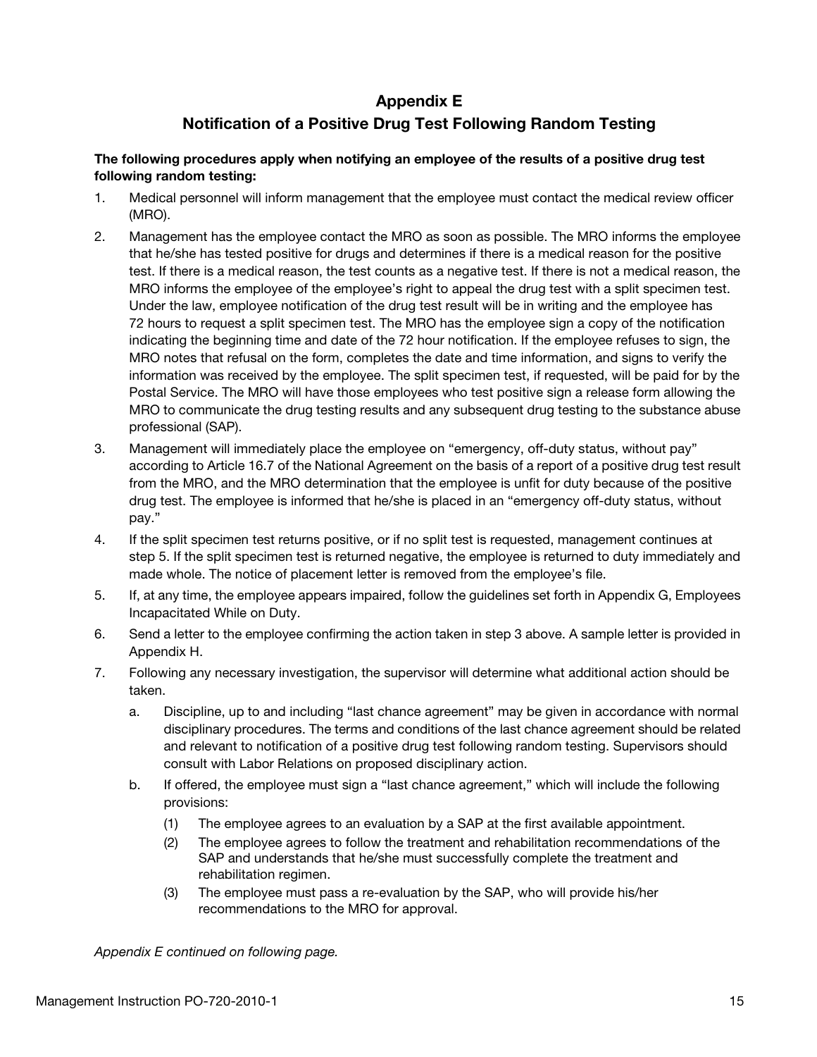# Appendix E
## Notification of a Positive Drug Test Following Random Testing

**The following procedures apply when notifying an employee of the results of a positive drug test following random testing:**

1. Medical personnel will inform management that the employee must contact the medical review officer (MRO).
2. Management has the employee contact the MRO as soon as possible. The MRO informs the employee that he/she has tested positive for drugs and determines if there is a medical reason for the positive test. If there is a medical reason, the test counts as a negative test. If there is not a medical reason, the MRO informs the employee of the employee's right to appeal the drug test with a split specimen test. Under the law, employee notification of the drug test result will be in writing and the employee has 72 hours to request a split specimen test. The MRO has the employee sign a copy of the notification indicating the beginning time and date of the 72 hour notification. If the employee refuses to sign, the MRO notes that refusal on the form, completes the date and time information, and signs to verify the information was received by the employee. The split specimen test, if requested, will be paid for by the Postal Service. The MRO will have those employees who test positive sign a release form allowing the MRO to communicate the drug testing results and any subsequent drug testing to the substance abuse professional (SAP).
3. Management will immediately place the employee on "emergency, off-duty status, without pay" according to Article 16.7 of the National Agreement on the basis of a report of a positive drug test result from the MRO, and the MRO determination that the employee is unfit for duty because of the positive drug test. The employee is informed that he/she is placed in an "emergency off-duty status, without pay."
4. If the split specimen test returns positive, or if no split test is requested, management continues at step 5. If the split specimen test is returned negative, the employee is returned to duty immediately and made whole. The notice of placement letter is removed from the employee's file.
5. If, at any time, the employee appears impaired, follow the guidelines set forth in Appendix G, Employees Incapacitated While on Duty.
6. Send a letter to the employee confirming the action taken in step 3 above. A sample letter is provided in Appendix H.
7. Following any necessary investigation, the supervisor will determine what additional action should be taken.
   a. Discipline, up to and including "last chance agreement" may be given in accordance with normal disciplinary procedures. The terms and conditions of the last chance agreement should be related and relevant to notification of a positive drug test following random testing. Supervisors should consult with Labor Relations on proposed disciplinary action.
   b. If offered, the employee must sign a "last chance agreement," which will include the following provisions:
      (1) The employee agrees to an evaluation by a SAP at the first available appointment.
      (2) The employee agrees to follow the treatment and rehabilitation recommendations of the SAP and understands that he/she must successfully complete the treatment and rehabilitation regimen.
      (3) The employee must pass a re-evaluation by the SAP, who will provide his/her recommendations to the MRO for approval.

*Appendix E continued on following page.*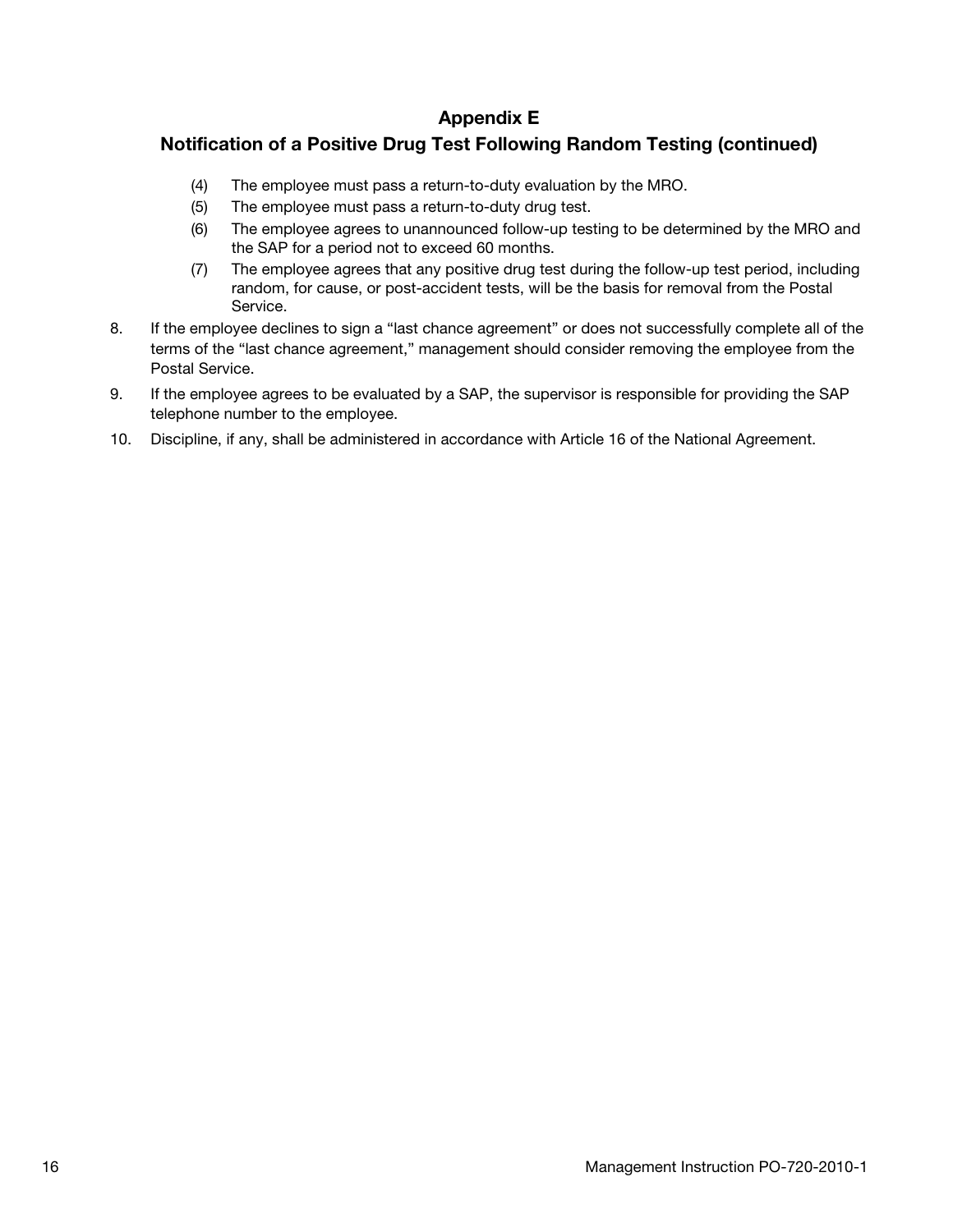## Appendix E

## Notification of a Positive Drug Test Following Random Testing (continued)

   (4) The employee must pass a return-to-duty evaluation by the MRO.

   (5) The employee must pass a return-to-duty drug test.

   (6) The employee agrees to unannounced follow-up testing to be determined by the MRO and the SAP for a period not to exceed 60 months.

   (7) The employee agrees that any positive drug test during the follow-up test period, including random, for cause, or post-accident tests, will be the basis for removal from the Postal Service.

8. If the employee declines to sign a “last chance agreement” or does not successfully complete all of the terms of the “last chance agreement,” management should consider removing the employee from the Postal Service.

9. If the employee agrees to be evaluated by a SAP, the supervisor is responsible for providing the SAP telephone number to the employee.

10. Discipline, if any, shall be administered in accordance with Article 16 of the National Agreement.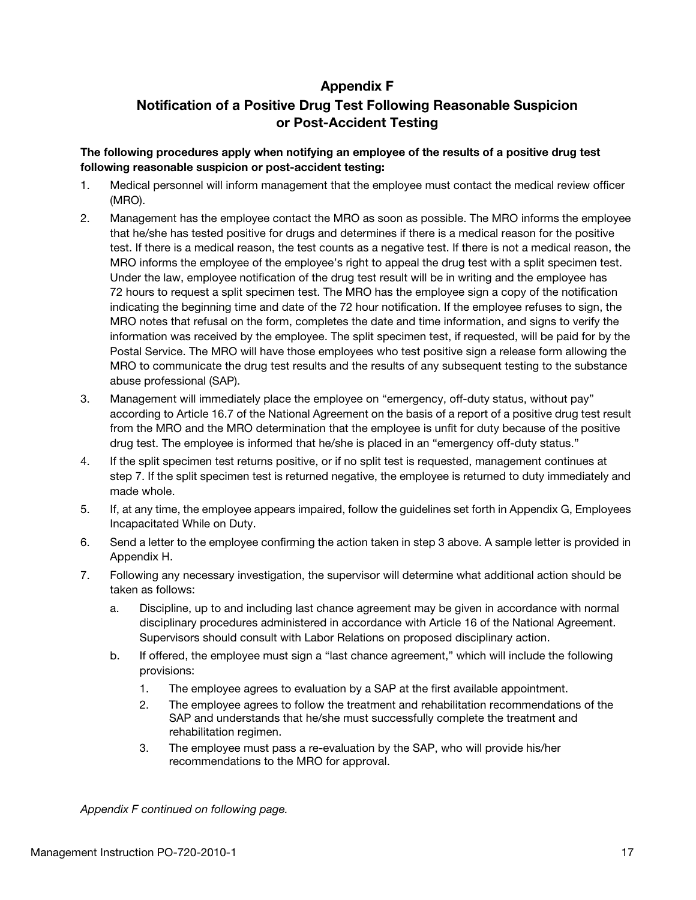# Appendix F
## Notification of a Positive Drug Test Following Reasonable Suspicion or Post-Accident Testing

**The following procedures apply when notifying an employee of the results of a positive drug test following reasonable suspicion or post-accident testing:**

1. Medical personnel will inform management that the employee must contact the medical review officer (MRO).
2. Management has the employee contact the MRO as soon as possible. The MRO informs the employee that he/she has tested positive for drugs and determines if there is a medical reason for the positive test. If there is a medical reason, the test counts as a negative test. If there is not a medical reason, the MRO informs the employee of the employee's right to appeal the drug test with a split specimen test. Under the law, employee notification of the drug test result will be in writing and the employee has 72 hours to request a split specimen test. The MRO has the employee sign a copy of the notification indicating the beginning time and date of the 72 hour notification. If the employee refuses to sign, the MRO notes that refusal on the form, completes the date and time information, and signs to verify the information was received by the employee. The split specimen test, if requested, will be paid for by the Postal Service. The MRO will have those employees who test positive sign a release form allowing the MRO to communicate the drug test results and the results of any subsequent testing to the substance abuse professional (SAP).
3. Management will immediately place the employee on "emergency, off-duty status, without pay" according to Article 16.7 of the National Agreement on the basis of a report of a positive drug test result from the MRO and the MRO determination that the employee is unfit for duty because of the positive drug test. The employee is informed that he/she is placed in an "emergency off-duty status."
4. If the split specimen test returns positive, or if no split test is requested, management continues at step 7. If the split specimen test is returned negative, the employee is returned to duty immediately and made whole.
5. If, at any time, the employee appears impaired, follow the guidelines set forth in Appendix G, Employees Incapacitated While on Duty.
6. Send a letter to the employee confirming the action taken in step 3 above. A sample letter is provided in Appendix H.
7. Following any necessary investigation, the supervisor will determine what additional action should be taken as follows:
   a. Discipline, up to and including last chance agreement may be given in accordance with normal disciplinary procedures administered in accordance with Article 16 of the National Agreement. Supervisors should consult with Labor Relations on proposed disciplinary action.
   b. If offered, the employee must sign a "last chance agreement," which will include the following provisions:
      1. The employee agrees to evaluation by a SAP at the first available appointment.
      2. The employee agrees to follow the treatment and rehabilitation recommendations of the SAP and understands that he/she must successfully complete the treatment and rehabilitation regimen.
      3. The employee must pass a re-evaluation by the SAP, who will provide his/her recommendations to the MRO for approval.

*Appendix F continued on following page.*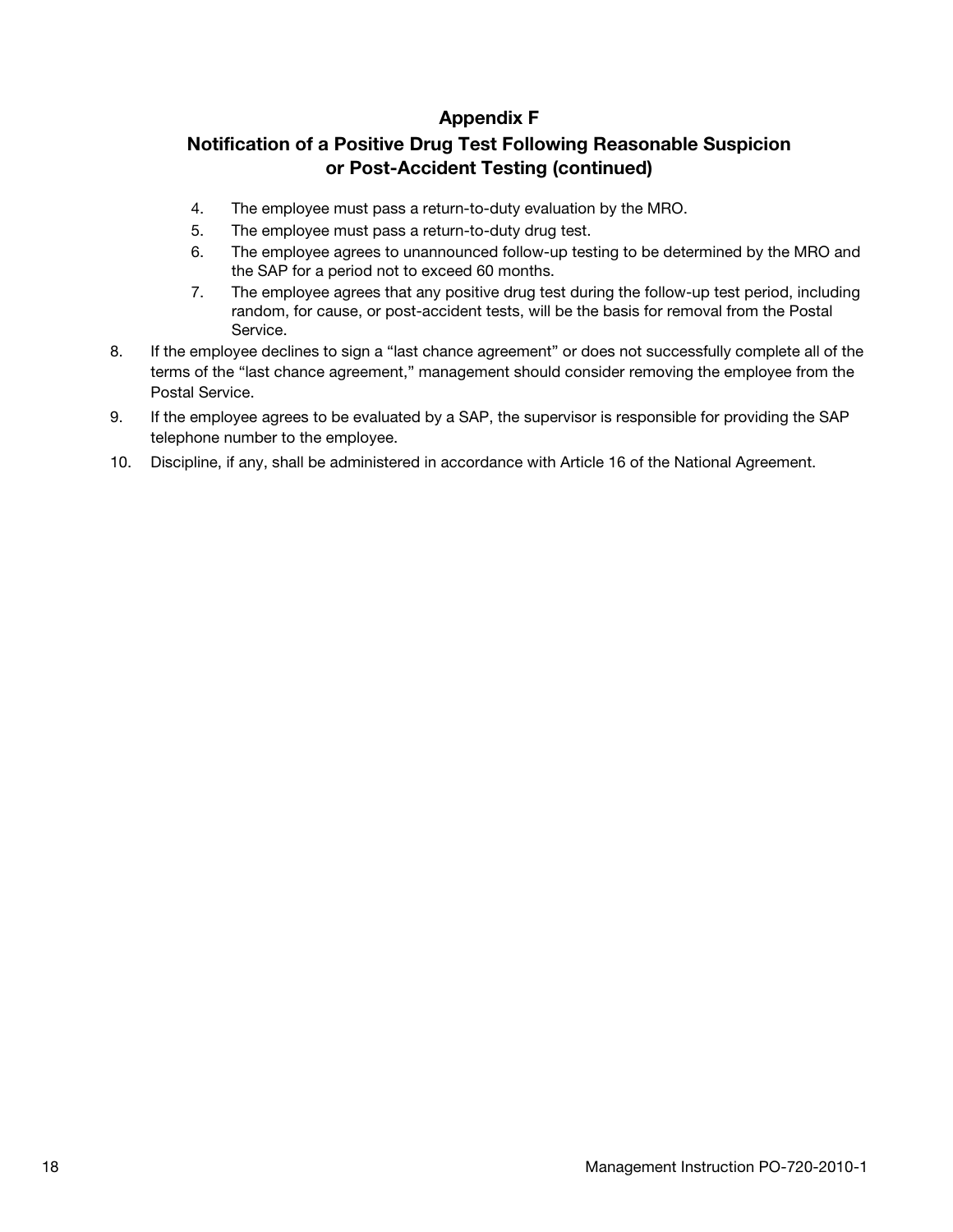## Appendix F
## Notification of a Positive Drug Test Following Reasonable Suspicion or Post-Accident Testing (continued)

   4. The employee must pass a return-to-duty evaluation by the MRO.
   5. The employee must pass a return-to-duty drug test.
   6. The employee agrees to unannounced follow-up testing to be determined by the MRO and the SAP for a period not to exceed 60 months.
   7. The employee agrees that any positive drug test during the follow-up test period, including random, for cause, or post-accident tests, will be the basis for removal from the Postal Service.

8. If the employee declines to sign a “last chance agreement” or does not successfully complete all of the terms of the “last chance agreement,” management should consider removing the employee from the Postal Service.
9. If the employee agrees to be evaluated by a SAP, the supervisor is responsible for providing the SAP telephone number to the employee.
10. Discipline, if any, shall be administered in accordance with Article 16 of the National Agreement.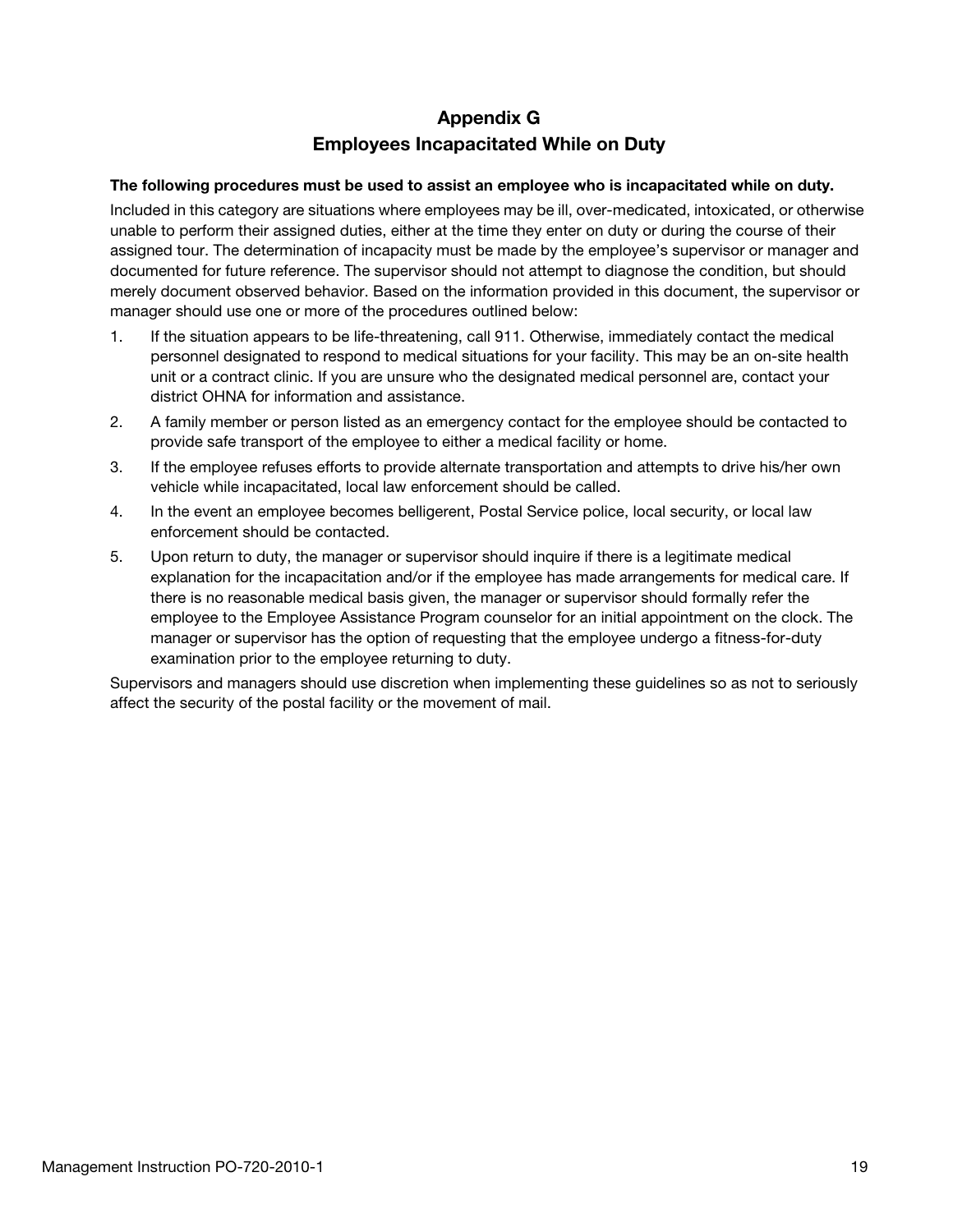# Appendix G
# Employees Incapacitated While on Duty

**The following procedures must be used to assist an employee who is incapacitated while on duty.**

Included in this category are situations where employees may be ill, over-medicated, intoxicated, or otherwise unable to perform their assigned duties, either at the time they enter on duty or during the course of their assigned tour. The determination of incapacity must be made by the employee's supervisor or manager and documented for future reference. The supervisor should not attempt to diagnose the condition, but should merely document observed behavior. Based on the information provided in this document, the supervisor or manager should use one or more of the procedures outlined below:

1. If the situation appears to be life-threatening, call 911. Otherwise, immediately contact the medical personnel designated to respond to medical situations for your facility. This may be an on-site health unit or a contract clinic. If you are unsure who the designated medical personnel are, contact your district OHNA for information and assistance.
2. A family member or person listed as an emergency contact for the employee should be contacted to provide safe transport of the employee to either a medical facility or home.
3. If the employee refuses efforts to provide alternate transportation and attempts to drive his/her own vehicle while incapacitated, local law enforcement should be called.
4. In the event an employee becomes belligerent, Postal Service police, local security, or local law enforcement should be contacted.
5. Upon return to duty, the manager or supervisor should inquire if there is a legitimate medical explanation for the incapacitation and/or if the employee has made arrangements for medical care. If there is no reasonable medical basis given, the manager or supervisor should formally refer the employee to the Employee Assistance Program counselor for an initial appointment on the clock. The manager or supervisor has the option of requesting that the employee undergo a fitness-for-duty examination prior to the employee returning to duty.

Supervisors and managers should use discretion when implementing these guidelines so as not to seriously affect the security of the postal facility or the movement of mail.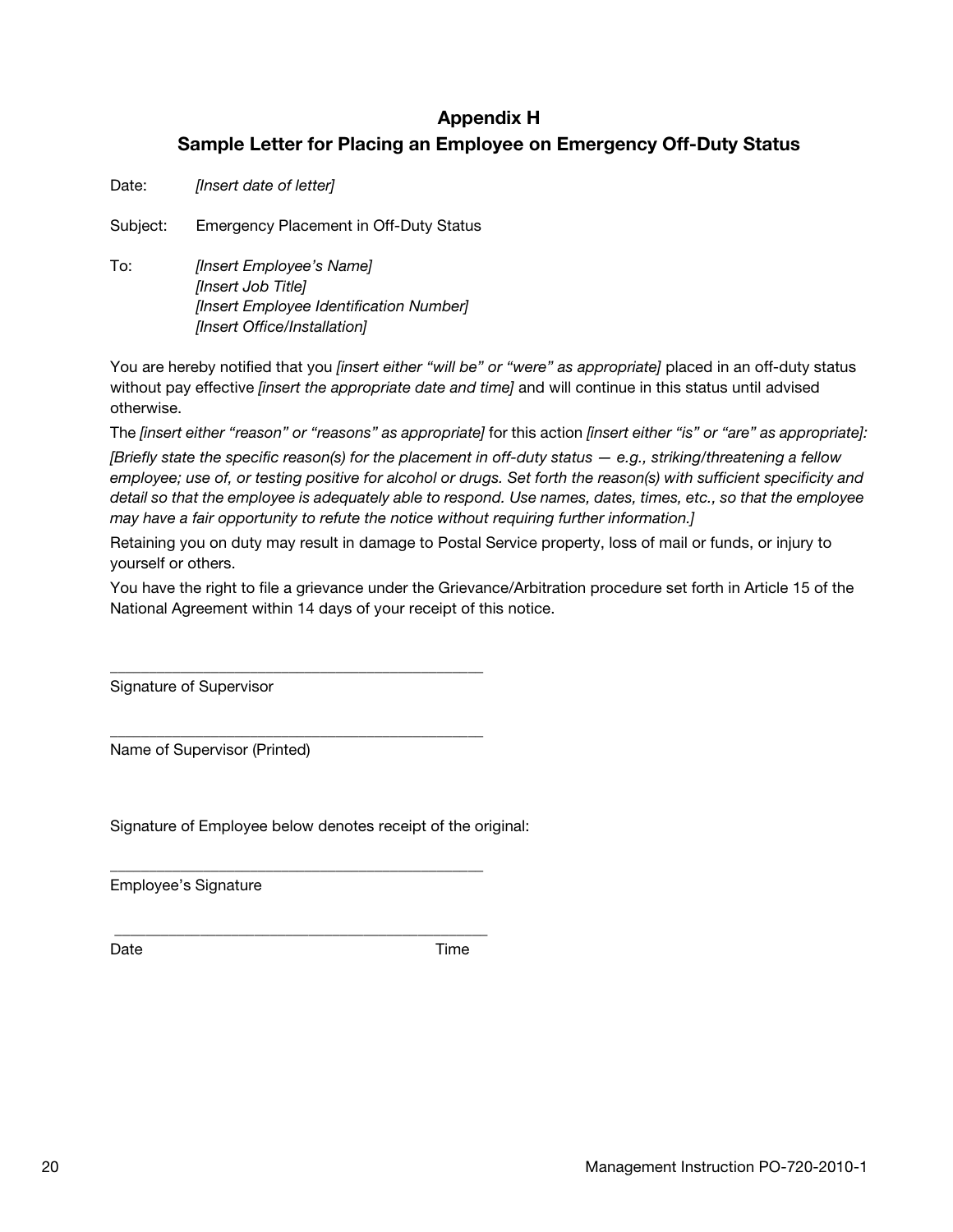## Appendix H
## Sample Letter for Placing an Employee on Emergency Off-Duty Status

Date: *[Insert date of letter]*

Subject: Emergency Placement in Off-Duty Status

To: *[Insert Employee's Name]*
*[Insert Job Title]*
*[Insert Employee Identification Number]*
*[Insert Office/Installation]*

You are hereby notified that you *[insert either "will be" or "were" as appropriate]* placed in an off-duty status without pay effective *[insert the appropriate date and time]* and will continue in this status until advised otherwise.

The *[insert either "reason" or "reasons" as appropriate]* for this action *[insert either "is" or "are" as appropriate]:*

*[Briefly state the specific reason(s) for the placement in off-duty status — e.g., striking/threatening a fellow employee; use of, or testing positive for alcohol or drugs. Set forth the reason(s) with sufficient specificity and detail so that the employee is adequately able to respond. Use names, dates, times, etc., so that the employee may have a fair opportunity to refute the notice without requiring further information.]*

Retaining you on duty may result in damage to Postal Service property, loss of mail or funds, or injury to yourself or others.

You have the right to file a grievance under the Grievance/Arbitration procedure set forth in Article 15 of the National Agreement within 14 days of your receipt of this notice.

\_\_\_\_\_\_\_\_\_\_\_\_\_\_\_\_\_\_\_\_\_\_\_\_\_\_\_\_\_\_\_\_\_\_\_\_\_\_\_\_\_\_\_\_
Signature of Supervisor

\_\_\_\_\_\_\_\_\_\_\_\_\_\_\_\_\_\_\_\_\_\_\_\_\_\_\_\_\_\_\_\_\_\_\_\_\_\_\_\_\_\_\_\_
Name of Supervisor (Printed)

Signature of Employee below denotes receipt of the original:

\_\_\_\_\_\_\_\_\_\_\_\_\_\_\_\_\_\_\_\_\_\_\_\_\_\_\_\_\_\_\_\_\_\_\_\_\_\_\_\_\_\_\_\_
Employee's Signature

\_\_\_\_\_\_\_\_\_\_\_\_\_\_\_\_\_\_\_\_\_\_\_\_\_\_\_\_\_\_\_\_\_\_\_\_\_\_\_\_\_\_\_\_
Date Time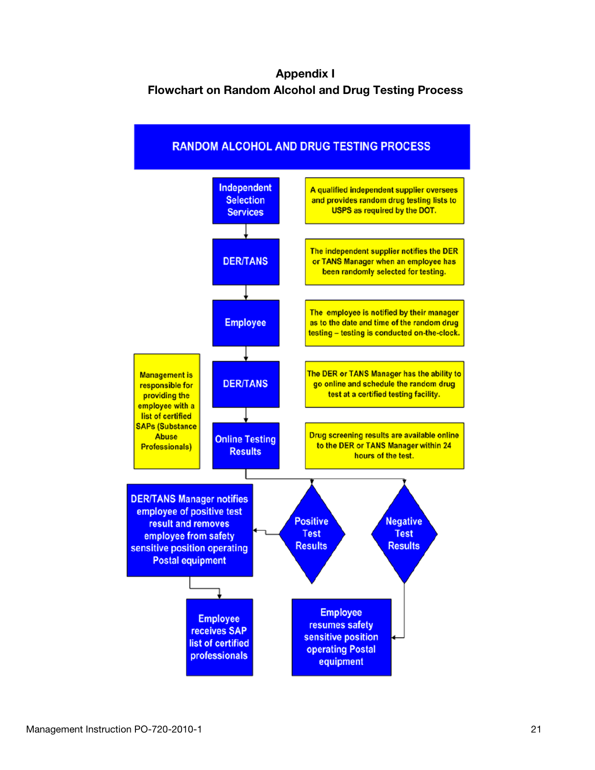# Appendix I
## Flowchart on Random Alcohol and Drug Testing Process

RANDOM ALCOHOL AND DRUG TESTING PROCESS

Independent Selection Services

A qualified independent supplier oversees and provides random drug testing lists to USPS as required by the DOT.

DER/TANS

The independent supplier notifies the DER or TANS Manager when an employee has been randomly selected for testing.

Employee

The employee is notified by their manager as to the date and time of the random drug testing – testing is conducted on-the-clock.

DER/TANS

The DER or TANS Manager has the ability to go online and schedule the random drug test at a certified testing facility.

Management is responsible for providing the employee with a list of certified SAPs (Substance Abuse Professionals)

Online Testing Results

Drug screening results are available online to the DER or TANS Manager within 24 hours of the test.

Positive Test Results

Negative Test Results

DER/TANS Manager notifies employee of positive test result and removes employee from safety sensitive position operating Postal equipment

Employee receives SAP list of certified professionals

Employee resumes safety sensitive position operating Postal equipment

Management Instruction PO-720-2010-1